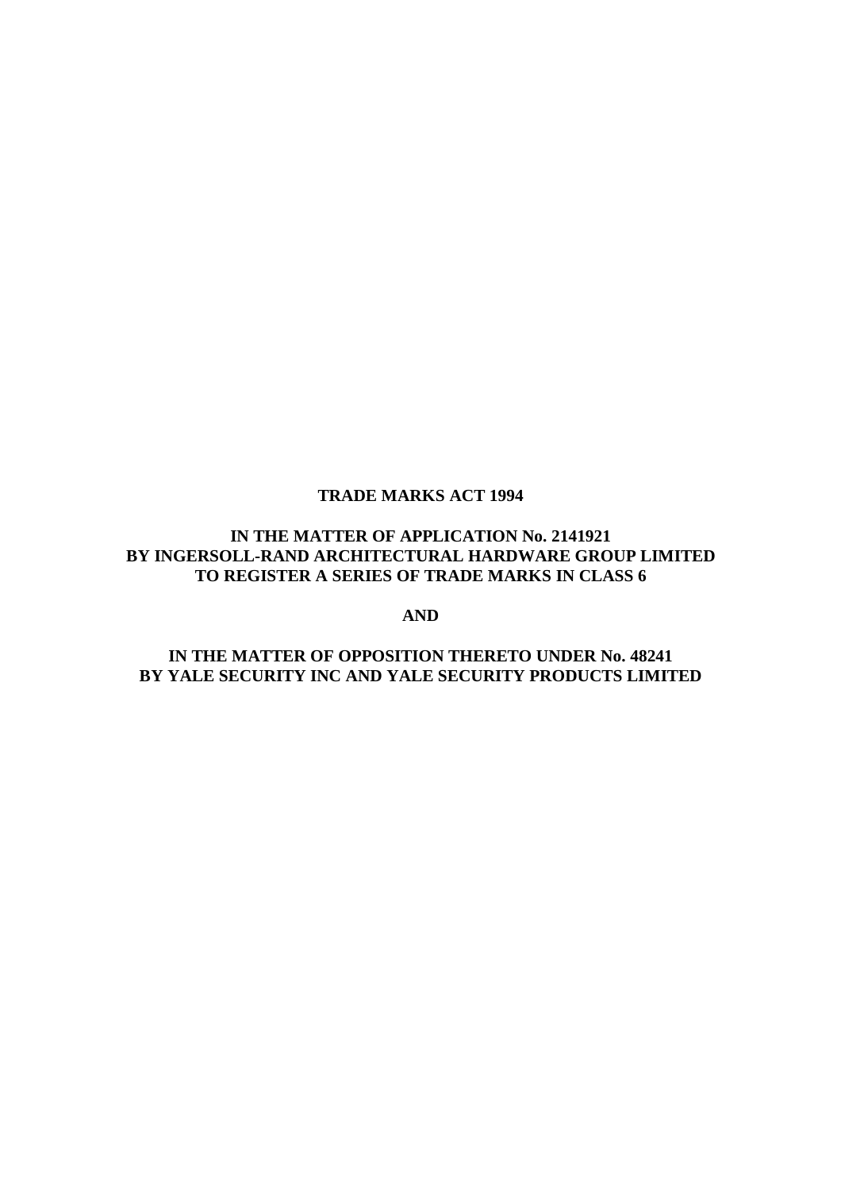**TRADE MARKS ACT 1994**

**IN THE MATTER OF APPLICATION No. 2141921**
**BY INGERSOLL-RAND ARCHITECTURAL HARDWARE GROUP LIMITED**
**TO REGISTER A SERIES OF TRADE MARKS IN CLASS 6**

**AND**

**IN THE MATTER OF OPPOSITION THERETO UNDER No. 48241**
**BY YALE SECURITY INC AND YALE SECURITY PRODUCTS LIMITED**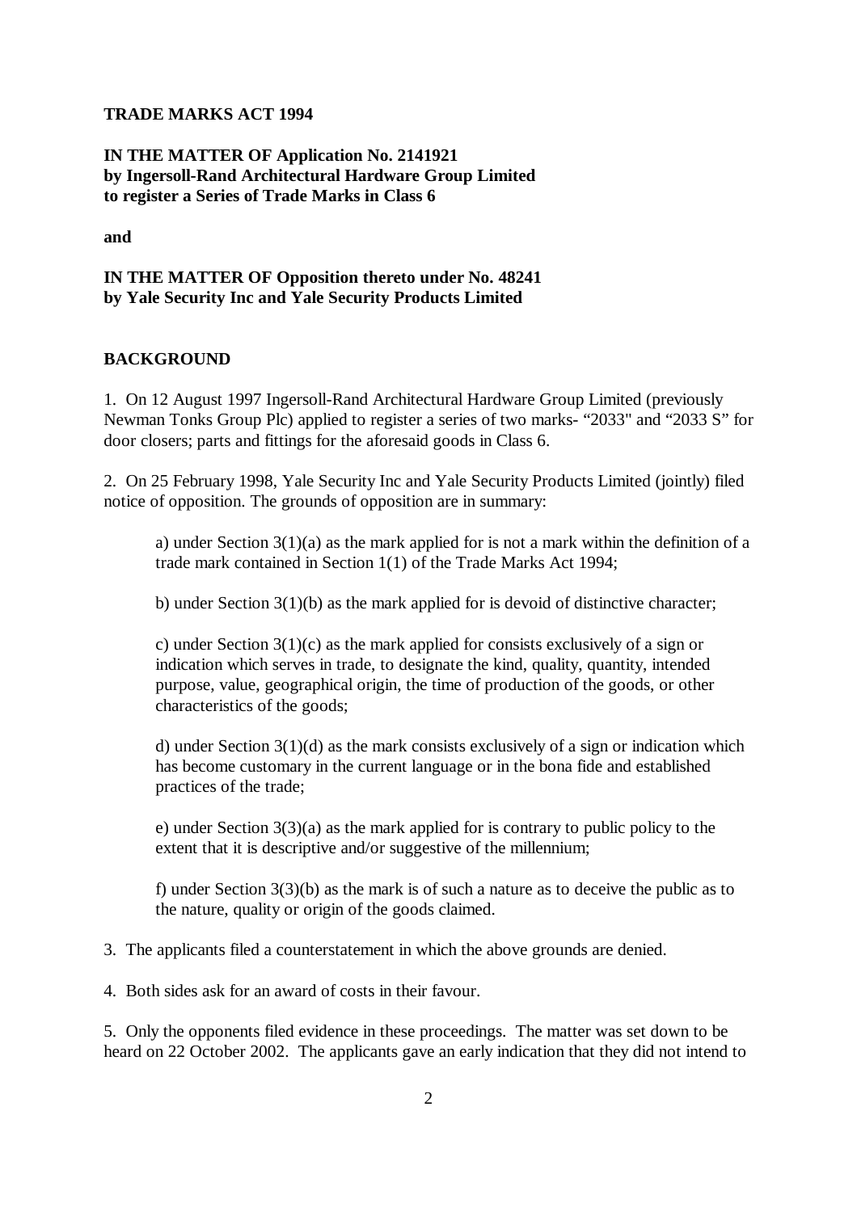**TRADE MARKS ACT 1994**

**IN THE MATTER OF Application No. 2141921 by Ingersoll-Rand Architectural Hardware Group Limited to register a Series of Trade Marks in Class 6**

**and**

**IN THE MATTER OF Opposition thereto under No. 48241 by Yale Security Inc and Yale Security Products Limited**

## BACKGROUND

1. On 12 August 1997 Ingersoll-Rand Architectural Hardware Group Limited (previously Newman Tonks Group Plc) applied to register a series of two marks- "2033" and "2033 S" for door closers; parts and fittings for the aforesaid goods in Class 6.

2. On 25 February 1998, Yale Security Inc and Yale Security Products Limited (jointly) filed notice of opposition. The grounds of opposition are in summary:

   a) under Section 3(1)(a) as the mark applied for is not a mark within the definition of a trade mark contained in Section 1(1) of the Trade Marks Act 1994;

   b) under Section 3(1)(b) as the mark applied for is devoid of distinctive character;

   c) under Section 3(1)(c) as the mark applied for consists exclusively of a sign or indication which serves in trade, to designate the kind, quality, quantity, intended purpose, value, geographical origin, the time of production of the goods, or other characteristics of the goods;

   d) under Section 3(1)(d) as the mark consists exclusively of a sign or indication which has become customary in the current language or in the bona fide and established practices of the trade;

   e) under Section 3(3)(a) as the mark applied for is contrary to public policy to the extent that it is descriptive and/or suggestive of the millennium;

   f) under Section 3(3)(b) as the mark is of such a nature as to deceive the public as to the nature, quality or origin of the goods claimed.

3. The applicants filed a counterstatement in which the above grounds are denied.

4. Both sides ask for an award of costs in their favour.

5. Only the opponents filed evidence in these proceedings. The matter was set down to be heard on 22 October 2002. The applicants gave an early indication that they did not intend to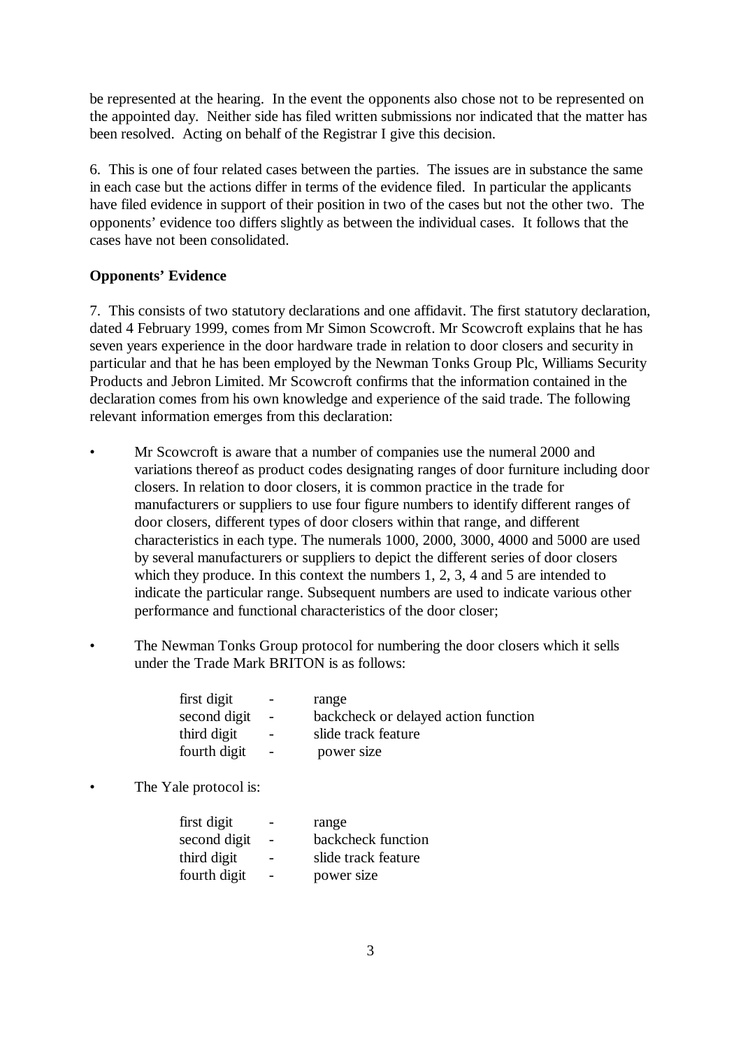be represented at the hearing. In the event the opponents also chose not to be represented on the appointed day. Neither side has filed written submissions nor indicated that the matter has been resolved. Acting on behalf of the Registrar I give this decision.

6. This is one of four related cases between the parties. The issues are in substance the same in each case but the actions differ in terms of the evidence filed. In particular the applicants have filed evidence in support of their position in two of the cases but not the other two. The opponents' evidence too differs slightly as between the individual cases. It follows that the cases have not been consolidated.

**Opponents' Evidence**

7. This consists of two statutory declarations and one affidavit. The first statutory declaration, dated 4 February 1999, comes from Mr Simon Scowcroft. Mr Scowcroft explains that he has seven years experience in the door hardware trade in relation to door closers and security in particular and that he has been employed by the Newman Tonks Group Plc, Williams Security Products and Jebron Limited. Mr Scowcroft confirms that the information contained in the declaration comes from his own knowledge and experience of the said trade. The following relevant information emerges from this declaration:

- Mr Scowcroft is aware that a number of companies use the numeral 2000 and variations thereof as product codes designating ranges of door furniture including door closers. In relation to door closers, it is common practice in the trade for manufacturers or suppliers to use four figure numbers to identify different ranges of door closers, different types of door closers within that range, and different characteristics in each type. The numerals 1000, 2000, 3000, 4000 and 5000 are used by several manufacturers or suppliers to depict the different series of door closers which they produce. In this context the numbers 1, 2, 3, 4 and 5 are intended to indicate the particular range. Subsequent numbers are used to indicate various other performance and functional characteristics of the door closer;

- The Newman Tonks Group protocol for numbering the door closers which it sells under the Trade Mark BRITON is as follows:

| | | |
|---|---|---|
| first digit | - | range |
| second digit | - | backcheck or delayed action function |
| third digit | - | slide track feature |
| fourth digit | - | power size |

- The Yale protocol is:

| | | |
|---|---|---|
| first digit | - | range |
| second digit | - | backcheck function |
| third digit | - | slide track feature |
| fourth digit | - | power size |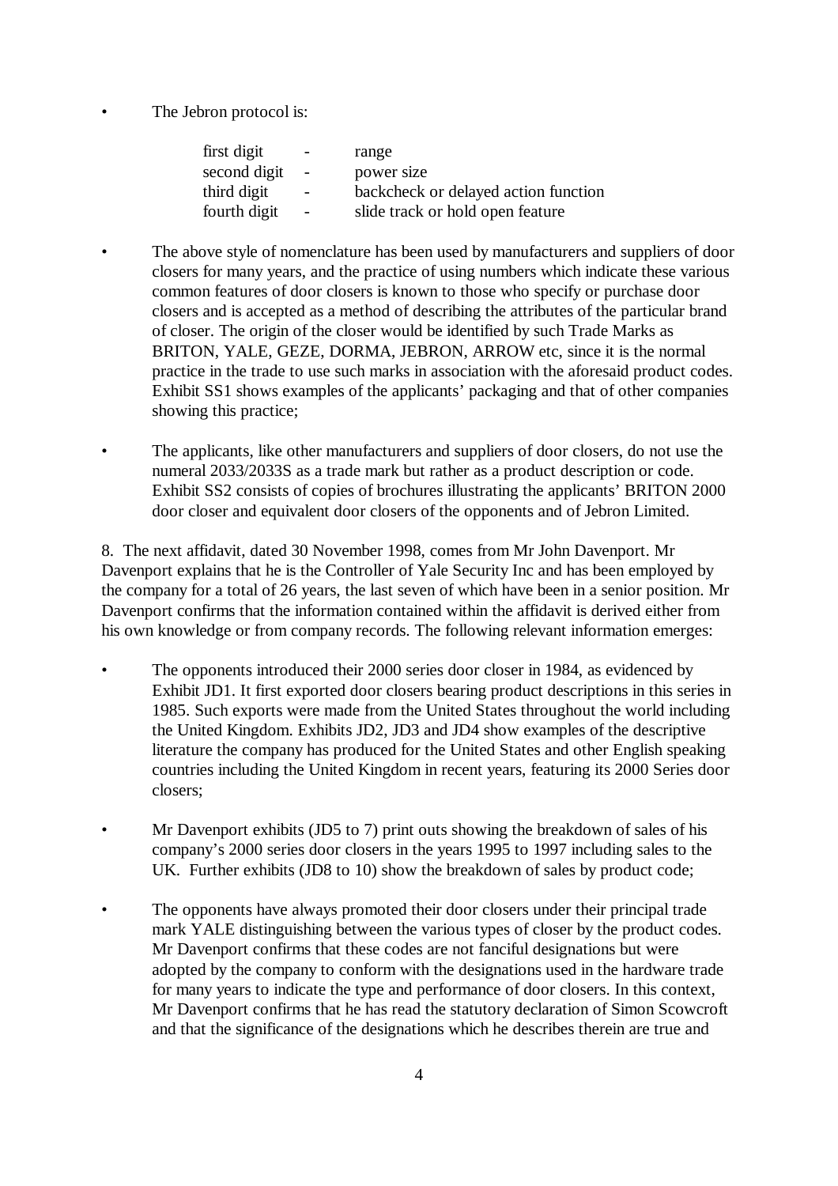- The Jebron protocol is:

| | | |
|---|---|---|
| first digit | - | range |
| second digit | - | power size |
| third digit | - | backcheck or delayed action function |
| fourth digit | - | slide track or hold open feature |

- The above style of nomenclature has been used by manufacturers and suppliers of door closers for many years, and the practice of using numbers which indicate these various common features of door closers is known to those who specify or purchase door closers and is accepted as a method of describing the attributes of the particular brand of closer. The origin of the closer would be identified by such Trade Marks as BRITON, YALE, GEZE, DORMA, JEBRON, ARROW etc, since it is the normal practice in the trade to use such marks in association with the aforesaid product codes. Exhibit SS1 shows examples of the applicants' packaging and that of other companies showing this practice;

- The applicants, like other manufacturers and suppliers of door closers, do not use the numeral 2033/2033S as a trade mark but rather as a product description or code. Exhibit SS2 consists of copies of brochures illustrating the applicants' BRITON 2000 door closer and equivalent door closers of the opponents and of Jebron Limited.

8. The next affidavit, dated 30 November 1998, comes from Mr John Davenport. Mr Davenport explains that he is the Controller of Yale Security Inc and has been employed by the company for a total of 26 years, the last seven of which have been in a senior position. Mr Davenport confirms that the information contained within the affidavit is derived either from his own knowledge or from company records. The following relevant information emerges:

- The opponents introduced their 2000 series door closer in 1984, as evidenced by Exhibit JD1. It first exported door closers bearing product descriptions in this series in 1985. Such exports were made from the United States throughout the world including the United Kingdom. Exhibits JD2, JD3 and JD4 show examples of the descriptive literature the company has produced for the United States and other English speaking countries including the United Kingdom in recent years, featuring its 2000 Series door closers;

- Mr Davenport exhibits (JD5 to 7) print outs showing the breakdown of sales of his company's 2000 series door closers in the years 1995 to 1997 including sales to the UK. Further exhibits (JD8 to 10) show the breakdown of sales by product code;

- The opponents have always promoted their door closers under their principal trade mark YALE distinguishing between the various types of closer by the product codes. Mr Davenport confirms that these codes are not fanciful designations but were adopted by the company to conform with the designations used in the hardware trade for many years to indicate the type and performance of door closers. In this context, Mr Davenport confirms that he has read the statutory declaration of Simon Scowcroft and that the significance of the designations which he describes therein are true and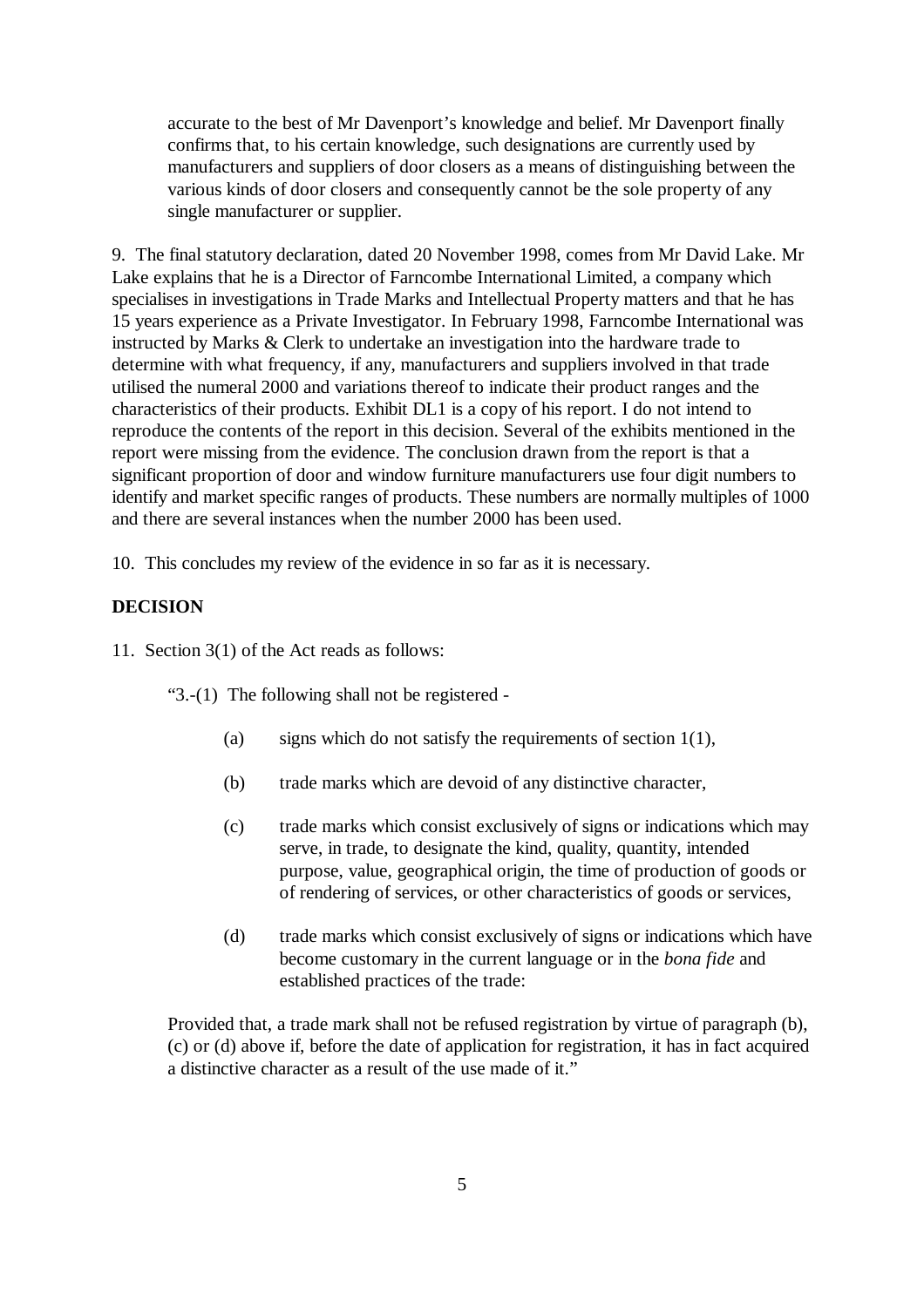accurate to the best of Mr Davenport's knowledge and belief. Mr Davenport finally confirms that, to his certain knowledge, such designations are currently used by manufacturers and suppliers of door closers as a means of distinguishing between the various kinds of door closers and consequently cannot be the sole property of any single manufacturer or supplier.

9. The final statutory declaration, dated 20 November 1998, comes from Mr David Lake. Mr Lake explains that he is a Director of Farncombe International Limited, a company which specialises in investigations in Trade Marks and Intellectual Property matters and that he has 15 years experience as a Private Investigator. In February 1998, Farncombe International was instructed by Marks & Clerk to undertake an investigation into the hardware trade to determine with what frequency, if any, manufacturers and suppliers involved in that trade utilised the numeral 2000 and variations thereof to indicate their product ranges and the characteristics of their products. Exhibit DL1 is a copy of his report. I do not intend to reproduce the contents of the report in this decision. Several of the exhibits mentioned in the report were missing from the evidence. The conclusion drawn from the report is that a significant proportion of door and window furniture manufacturers use four digit numbers to identify and market specific ranges of products. These numbers are normally multiples of 1000 and there are several instances when the number 2000 has been used.

10. This concludes my review of the evidence in so far as it is necessary.

**DECISION**

11. Section 3(1) of the Act reads as follows:

> "3.-(1) The following shall not be registered -
>
> (a) signs which do not satisfy the requirements of section 1(1),
>
> (b) trade marks which are devoid of any distinctive character,
>
> (c) trade marks which consist exclusively of signs or indications which may serve, in trade, to designate the kind, quality, quantity, intended purpose, value, geographical origin, the time of production of goods or of rendering of services, or other characteristics of goods or services,
>
> (d) trade marks which consist exclusively of signs or indications which have become customary in the current language or in the *bona fide* and established practices of the trade:
>
> Provided that, a trade mark shall not be refused registration by virtue of paragraph (b), (c) or (d) above if, before the date of application for registration, it has in fact acquired a distinctive character as a result of the use made of it."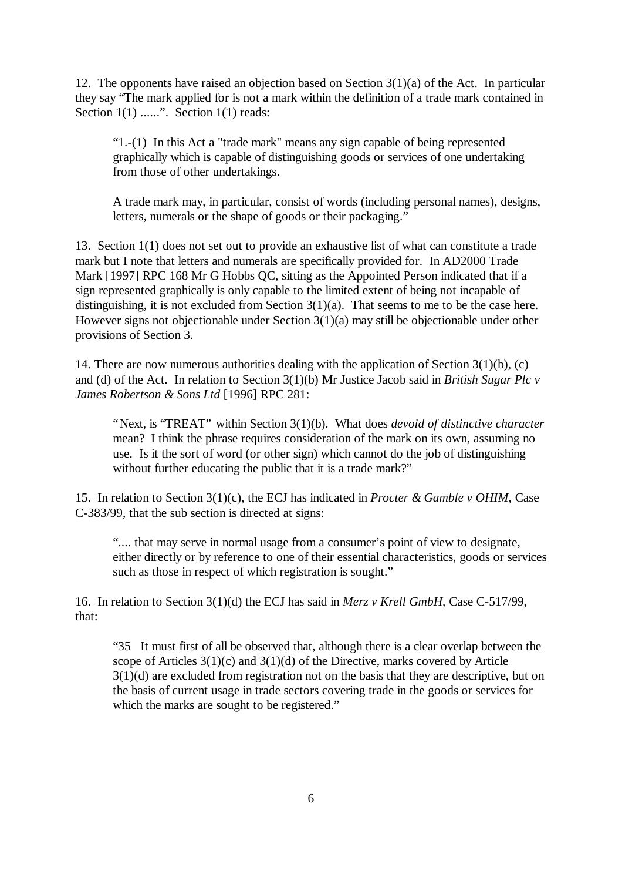12. The opponents have raised an objection based on Section 3(1)(a) of the Act. In particular they say "The mark applied for is not a mark within the definition of a trade mark contained in Section 1(1) ......". Section 1(1) reads:

> "1.-(1) In this Act a "trade mark" means any sign capable of being represented graphically which is capable of distinguishing goods or services of one undertaking from those of other undertakings.
>
> A trade mark may, in particular, consist of words (including personal names), designs, letters, numerals or the shape of goods or their packaging."

13. Section 1(1) does not set out to provide an exhaustive list of what can constitute a trade mark but I note that letters and numerals are specifically provided for. In AD2000 Trade Mark [1997] RPC 168 Mr G Hobbs QC, sitting as the Appointed Person indicated that if a sign represented graphically is only capable to the limited extent of being not incapable of distinguishing, it is not excluded from Section 3(1)(a). That seems to me to be the case here. However signs not objectionable under Section 3(1)(a) may still be objectionable under other provisions of Section 3.

14. There are now numerous authorities dealing with the application of Section 3(1)(b), (c) and (d) of the Act. In relation to Section 3(1)(b) Mr Justice Jacob said in *British Sugar Plc v James Robertson & Sons Ltd* [1996] RPC 281:

> "Next, is "TREAT" within Section 3(1)(b). What does *devoid of distinctive character* mean? I think the phrase requires consideration of the mark on its own, assuming no use. Is it the sort of word (or other sign) which cannot do the job of distinguishing without further educating the public that it is a trade mark?"

15. In relation to Section 3(1)(c), the ECJ has indicated in *Procter & Gamble v OHIM*, Case C-383/99, that the sub section is directed at signs:

> ".... that may serve in normal usage from a consumer's point of view to designate, either directly or by reference to one of their essential characteristics, goods or services such as those in respect of which registration is sought."

16. In relation to Section 3(1)(d) the ECJ has said in *Merz v Krell GmbH*, Case C-517/99, that:

> "35 It must first of all be observed that, although there is a clear overlap between the scope of Articles 3(1)(c) and 3(1)(d) of the Directive, marks covered by Article 3(1)(d) are excluded from registration not on the basis that they are descriptive, but on the basis of current usage in trade sectors covering trade in the goods or services for which the marks are sought to be registered."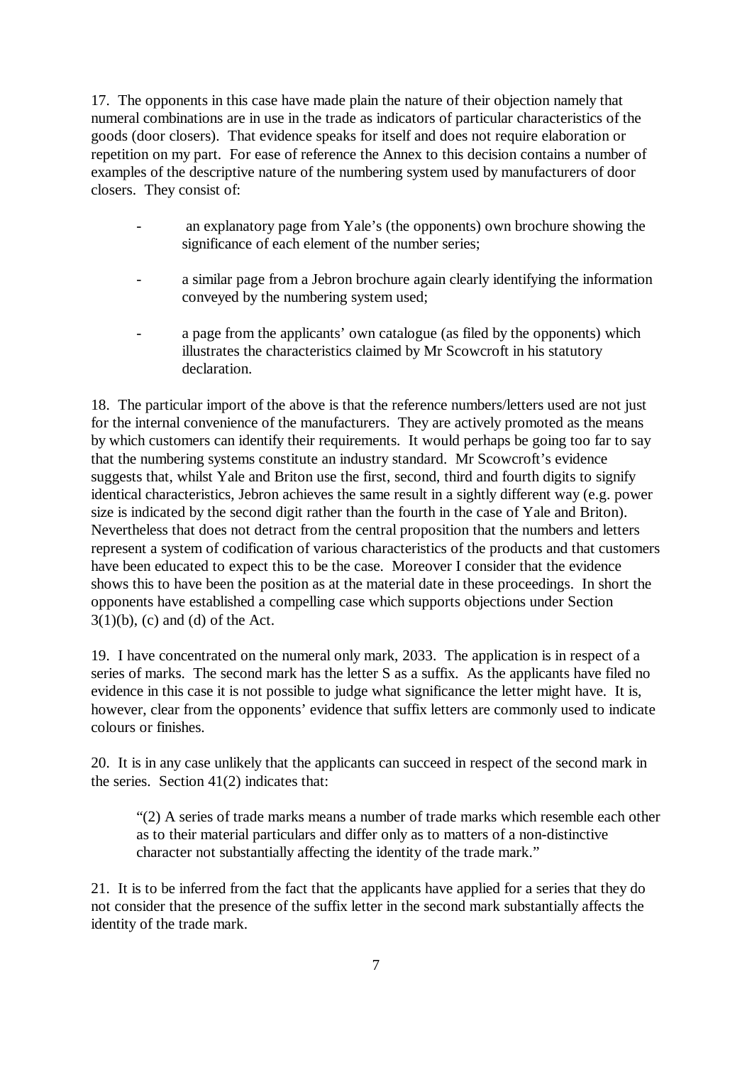17. The opponents in this case have made plain the nature of their objection namely that numeral combinations are in use in the trade as indicators of particular characteristics of the goods (door closers). That evidence speaks for itself and does not require elaboration or repetition on my part. For ease of reference the Annex to this decision contains a number of examples of the descriptive nature of the numbering system used by manufacturers of door closers. They consist of:

- an explanatory page from Yale's (the opponents) own brochure showing the significance of each element of the number series;
- a similar page from a Jebron brochure again clearly identifying the information conveyed by the numbering system used;
- a page from the applicants' own catalogue (as filed by the opponents) which illustrates the characteristics claimed by Mr Scowcroft in his statutory declaration.

18. The particular import of the above is that the reference numbers/letters used are not just for the internal convenience of the manufacturers. They are actively promoted as the means by which customers can identify their requirements. It would perhaps be going too far to say that the numbering systems constitute an industry standard. Mr Scowcroft's evidence suggests that, whilst Yale and Briton use the first, second, third and fourth digits to signify identical characteristics, Jebron achieves the same result in a sightly different way (e.g. power size is indicated by the second digit rather than the fourth in the case of Yale and Briton). Nevertheless that does not detract from the central proposition that the numbers and letters represent a system of codification of various characteristics of the products and that customers have been educated to expect this to be the case. Moreover I consider that the evidence shows this to have been the position as at the material date in these proceedings. In short the opponents have established a compelling case which supports objections under Section 3(1)(b), (c) and (d) of the Act.

19. I have concentrated on the numeral only mark, 2033. The application is in respect of a series of marks. The second mark has the letter S as a suffix. As the applicants have filed no evidence in this case it is not possible to judge what significance the letter might have. It is, however, clear from the opponents' evidence that suffix letters are commonly used to indicate colours or finishes.

20. It is in any case unlikely that the applicants can succeed in respect of the second mark in the series. Section 41(2) indicates that:

> "(2) A series of trade marks means a number of trade marks which resemble each other as to their material particulars and differ only as to matters of a non-distinctive character not substantially affecting the identity of the trade mark."

21. It is to be inferred from the fact that the applicants have applied for a series that they do not consider that the presence of the suffix letter in the second mark substantially affects the identity of the trade mark.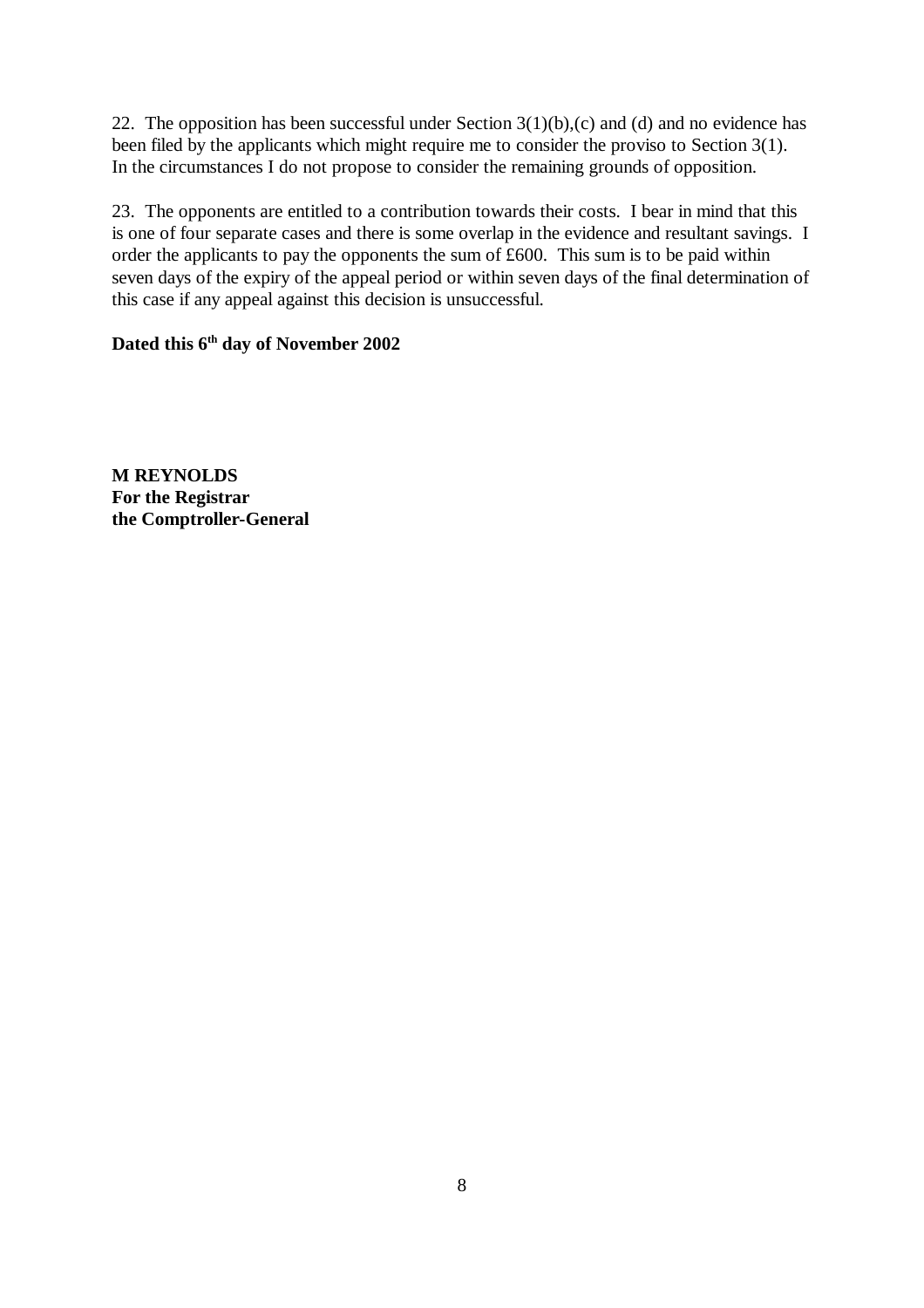22. The opposition has been successful under Section 3(1)(b),(c) and (d) and no evidence has been filed by the applicants which might require me to consider the proviso to Section 3(1). In the circumstances I do not propose to consider the remaining grounds of opposition.

23. The opponents are entitled to a contribution towards their costs. I bear in mind that this is one of four separate cases and there is some overlap in the evidence and resultant savings. I order the applicants to pay the opponents the sum of £600. This sum is to be paid within seven days of the expiry of the appeal period or within seven days of the final determination of this case if any appeal against this decision is unsuccessful.

**Dated this 6th day of November 2002**

**M REYNOLDS**
**For the Registrar**
**the Comptroller-General**